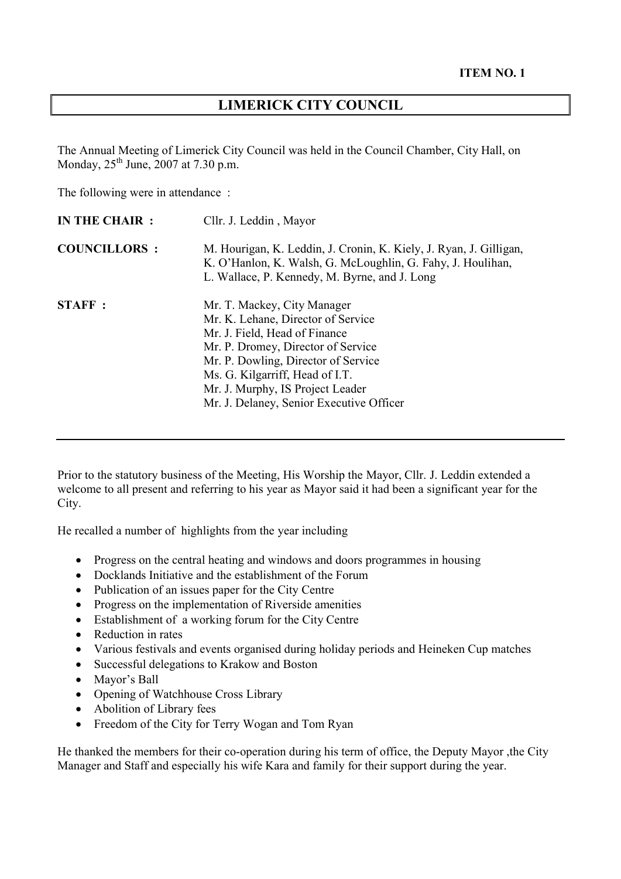**ITEM NO. 1**

# LIMERICK CITY COUNCIL

The Annual Meeting of Limerick City Council was held in the Council Chamber, City Hall, on Monday, 25th June, 2007 at 7.30 p.m.

The following were in attendance :

| | |
|---|---|
| **IN THE CHAIR :** | Cllr. J. Leddin , Mayor |
| **COUNCILLORS :** | M. Hourigan, K. Leddin, J. Cronin, K. Kiely, J. Ryan, J. Gilligan, K. O'Hanlon, K. Walsh, G. McLoughlin, G. Fahy, J. Houlihan, L. Wallace, P. Kennedy, M. Byrne, and J. Long |
| **STAFF :** | Mr. T. Mackey, City Manager<br>Mr. K. Lehane, Director of Service<br>Mr. J. Field, Head of Finance<br>Mr. P. Dromey, Director of Service<br>Mr. P. Dowling, Director of Service<br>Ms. G. Kilgarriff, Head of I.T.<br>Mr. J. Murphy, IS Project Leader<br>Mr. J. Delaney, Senior Executive Officer |

---

Prior to the statutory business of the Meeting, His Worship the Mayor, Cllr. J. Leddin extended a welcome to all present and referring to his year as Mayor said it had been a significant year for the City.

He recalled a number of highlights from the year including

- Progress on the central heating and windows and doors programmes in housing
- Docklands Initiative and the establishment of the Forum
- Publication of an issues paper for the City Centre
- Progress on the implementation of Riverside amenities
- Establishment of a working forum for the City Centre
- Reduction in rates
- Various festivals and events organised during holiday periods and Heineken Cup matches
- Successful delegations to Krakow and Boston
- Mayor's Ball
- Opening of Watchhouse Cross Library
- Abolition of Library fees
- Freedom of the City for Terry Wogan and Tom Ryan

He thanked the members for their co-operation during his term of office, the Deputy Mayor ,the City Manager and Staff and especially his wife Kara and family for their support during the year.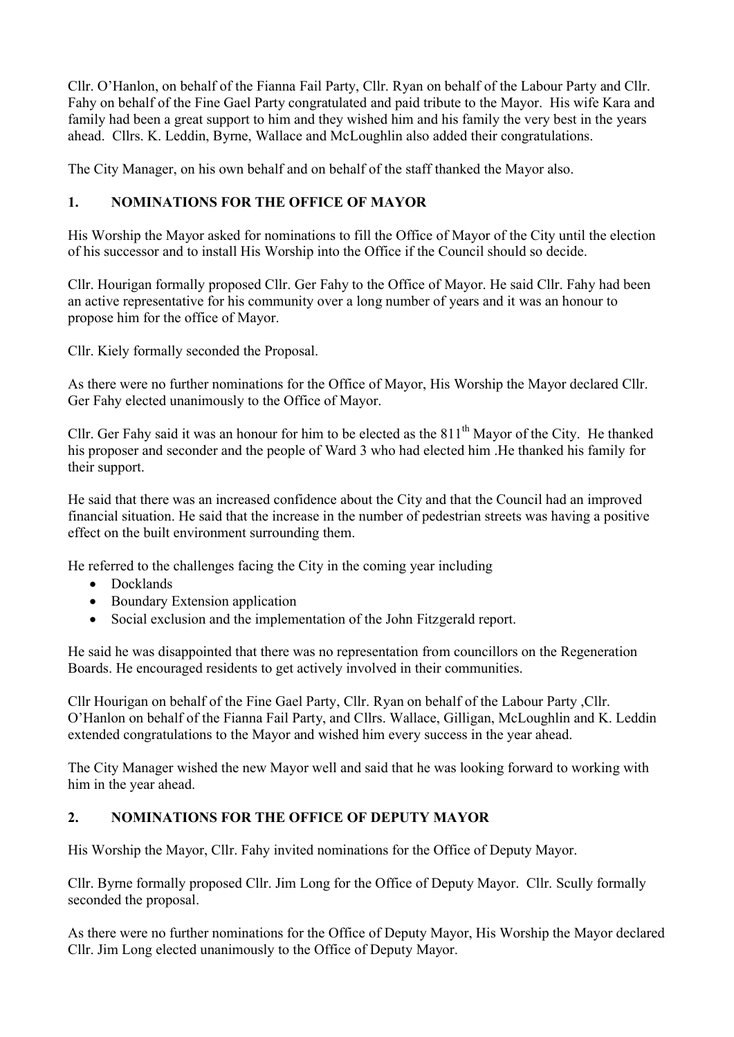Cllr. O'Hanlon, on behalf of the Fianna Fail Party, Cllr. Ryan on behalf of the Labour Party and Cllr. Fahy on behalf of the Fine Gael Party congratulated and paid tribute to the Mayor. His wife Kara and family had been a great support to him and they wished him and his family the very best in the years ahead. Cllrs. K. Leddin, Byrne, Wallace and McLoughlin also added their congratulations.

The City Manager, on his own behalf and on behalf of the staff thanked the Mayor also.

## 1. NOMINATIONS FOR THE OFFICE OF MAYOR

His Worship the Mayor asked for nominations to fill the Office of Mayor of the City until the election of his successor and to install His Worship into the Office if the Council should so decide.

Cllr. Hourigan formally proposed Cllr. Ger Fahy to the Office of Mayor. He said Cllr. Fahy had been an active representative for his community over a long number of years and it was an honour to propose him for the office of Mayor.

Cllr. Kiely formally seconded the Proposal.

As there were no further nominations for the Office of Mayor, His Worship the Mayor declared Cllr. Ger Fahy elected unanimously to the Office of Mayor.

Cllr. Ger Fahy said it was an honour for him to be elected as the 811th Mayor of the City. He thanked his proposer and seconder and the people of Ward 3 who had elected him .He thanked his family for their support.

He said that there was an increased confidence about the City and that the Council had an improved financial situation. He said that the increase in the number of pedestrian streets was having a positive effect on the built environment surrounding them.

He referred to the challenges facing the City in the coming year including

- Docklands
- Boundary Extension application
- Social exclusion and the implementation of the John Fitzgerald report.

He said he was disappointed that there was no representation from councillors on the Regeneration Boards. He encouraged residents to get actively involved in their communities.

Cllr Hourigan on behalf of the Fine Gael Party, Cllr. Ryan on behalf of the Labour Party ,Cllr. O'Hanlon on behalf of the Fianna Fail Party, and Cllrs. Wallace, Gilligan, McLoughlin and K. Leddin extended congratulations to the Mayor and wished him every success in the year ahead.

The City Manager wished the new Mayor well and said that he was looking forward to working with him in the year ahead.

## 2. NOMINATIONS FOR THE OFFICE OF DEPUTY MAYOR

His Worship the Mayor, Cllr. Fahy invited nominations for the Office of Deputy Mayor.

Cllr. Byrne formally proposed Cllr. Jim Long for the Office of Deputy Mayor. Cllr. Scully formally seconded the proposal.

As there were no further nominations for the Office of Deputy Mayor, His Worship the Mayor declared Cllr. Jim Long elected unanimously to the Office of Deputy Mayor.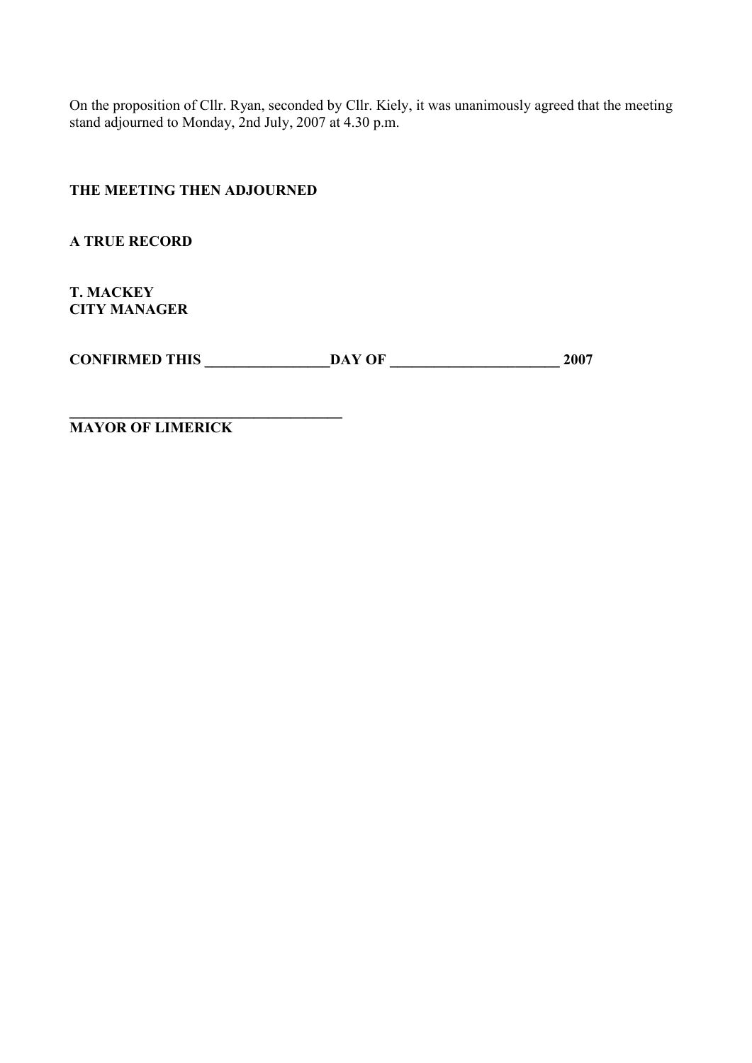On the proposition of Cllr. Ryan, seconded by Cllr. Kiely, it was unanimously agreed that the meeting stand adjourned to Monday, 2nd July, 2007 at 4.30 p.m.

**THE MEETING THEN ADJOURNED**

**A TRUE RECORD**

**T. MACKEY**
**CITY MANAGER**

**CONFIRMED THIS \_\_\_\_\_\_\_\_\_\_\_\_\_\_\_\_\_\_DAY OF \_\_\_\_\_\_\_\_\_\_\_\_\_\_\_\_\_\_\_\_\_\_\_\_ 2007**

\_\_\_\_\_\_\_\_\_\_\_\_\_\_\_\_\_\_\_\_\_\_\_\_\_\_\_\_\_\_\_\_\_\_\_\_\_\_
**MAYOR OF LIMERICK**